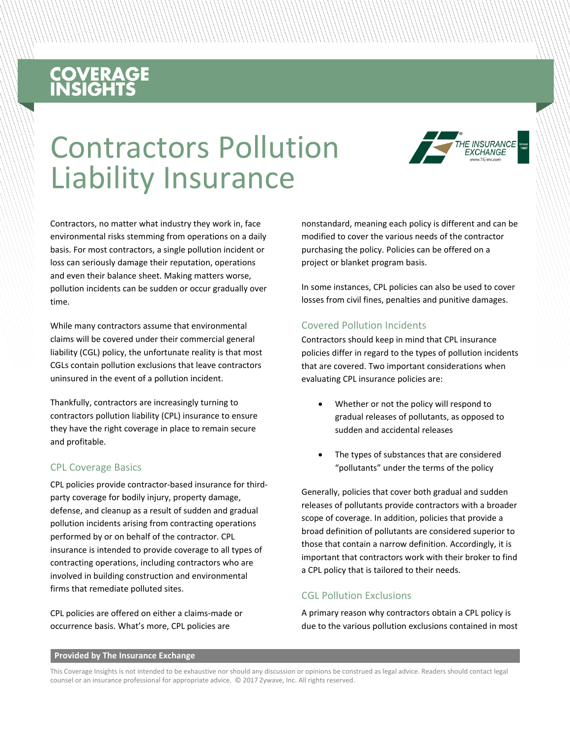COVERAGE INSIGHTS

# Contractors Pollution Liability Insurance

Contractors, no matter what industry they work in, face environmental risks stemming from operations on a daily basis. For most contractors, a single pollution incident or loss can seriously damage their reputation, operations and even their balance sheet. Making matters worse, pollution incidents can be sudden or occur gradually over time.

While many contractors assume that environmental claims will be covered under their commercial general liability (CGL) policy, the unfortunate reality is that most CGLs contain pollution exclusions that leave contractors uninsured in the event of a pollution incident.

Thankfully, contractors are increasingly turning to contractors pollution liability (CPL) insurance to ensure they have the right coverage in place to remain secure and profitable.

## CPL Coverage Basics

CPL policies provide contractor-based insurance for third-party coverage for bodily injury, property damage, defense, and cleanup as a result of sudden and gradual pollution incidents arising from contracting operations performed by or on behalf of the contractor. CPL insurance is intended to provide coverage to all types of contracting operations, including contractors who are involved in building construction and environmental firms that remediate polluted sites.

CPL policies are offered on either a claims-made or occurrence basis. What's more, CPL policies are nonstandard, meaning each policy is different and can be modified to cover the various needs of the contractor purchasing the policy. Policies can be offered on a project or blanket program basis.

In some instances, CPL policies can also be used to cover losses from civil fines, penalties and punitive damages.

## Covered Pollution Incidents

Contractors should keep in mind that CPL insurance policies differ in regard to the types of pollution incidents that are covered. Two important considerations when evaluating CPL insurance policies are:

- Whether or not the policy will respond to gradual releases of pollutants, as opposed to sudden and accidental releases
- The types of substances that are considered "pollutants" under the terms of the policy

Generally, policies that cover both gradual and sudden releases of pollutants provide contractors with a broader scope of coverage. In addition, policies that provide a broad definition of pollutants are considered superior to those that contain a narrow definition. Accordingly, it is important that contractors work with their broker to find a CPL policy that is tailored to their needs.

## CGL Pollution Exclusions

A primary reason why contractors obtain a CPL policy is due to the various pollution exclusions contained in most

**Provided by The Insurance Exchange**

This Coverage Insights is not intended to be exhaustive nor should any discussion or opinions be construed as legal advice. Readers should contact legal counsel or an insurance professional for appropriate advice. © 2017 Zywave, Inc. All rights reserved.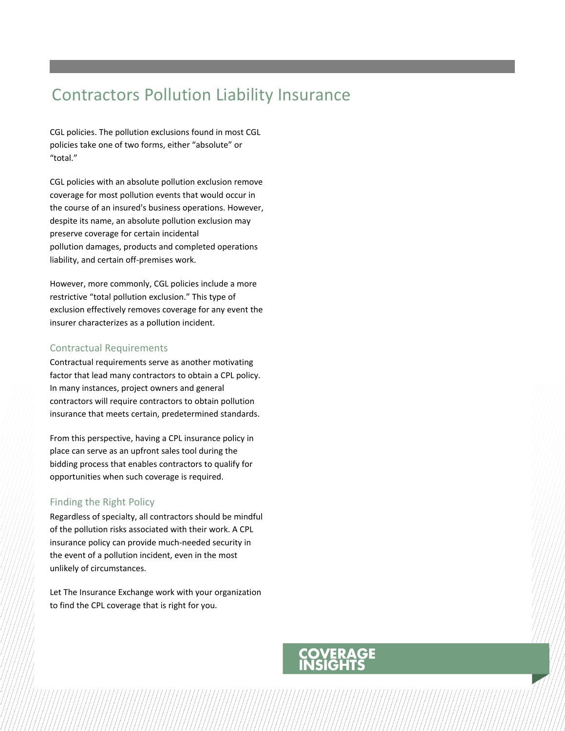CGL policies. The pollution exclusions found in most CGL policies take one of two forms, either "absolute" or "total."

CGL policies with an absolute pollution exclusion remove coverage for most pollution events that would occur in the course of an insured's business operations. However, despite its name, an absolute pollution exclusion may preserve coverage for certain incidental pollution damages, products and completed operations liability, and certain off-premises work.

However, more commonly, CGL policies include a more restrictive "total pollution exclusion." This type of exclusion effectively removes coverage for any event the insurer characterizes as a pollution incident.

## Contractual Requirements

Contractual requirements serve as another motivating factor that lead many contractors to obtain a CPL policy. In many instances, project owners and general contractors will require contractors to obtain pollution insurance that meets certain, predetermined standards.

From this perspective, having a CPL insurance policy in place can serve as an upfront sales tool during the bidding process that enables contractors to qualify for opportunities when such coverage is required.

## Finding the Right Policy

Regardless of specialty, all contractors should be mindful of the pollution risks associated with their work. A CPL insurance policy can provide much-needed security in the event of a pollution incident, even in the most unlikely of circumstances.

Let The Insurance Exchange work with your organization to find the CPL coverage that is right for you.